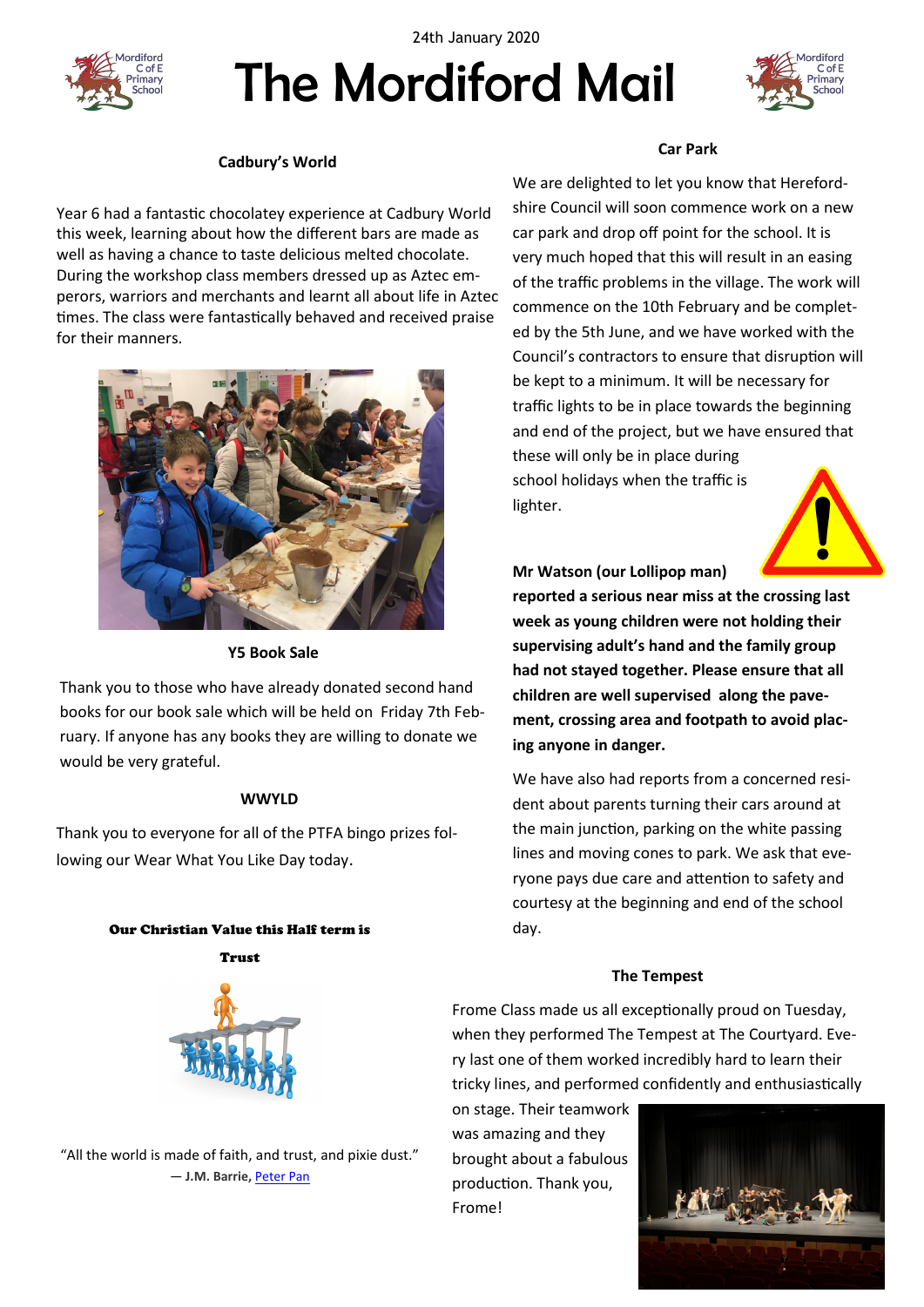24th January 2020

# The Mordiford Mail

### Cadbury's World

Year 6 had a fantastic chocolatey experience at Cadbury World this week, learning about how the different bars are made as well as having a chance to taste delicious melted chocolate. During the workshop class members dressed up as Aztec emperors, warriors and merchants and learnt all about life in Aztec times. The class were fantastically behaved and received praise for their manners.

### Y5 Book Sale

Thank you to those who have already donated second hand books for our book sale which will be held on Friday 7th February. If anyone has any books they are willing to donate we would be very grateful.

### WWYLD

Thank you to everyone for all of the PTFA bingo prizes following our Wear What You Like Day today.

### Our Christian Value this Half term is

### Trust

"All the world is made of faith, and trust, and pixie dust."
— **J.M. Barrie,** Peter Pan

### Car Park

We are delighted to let you know that Herefordshire Council will soon commence work on a new car park and drop off point for the school. It is very much hoped that this will result in an easing of the traffic problems in the village. The work will commence on the 10th February and be completed by the 5th June, and we have worked with the Council's contractors to ensure that disruption will be kept to a minimum. It will be necessary for traffic lights to be in place towards the beginning and end of the project, but we have ensured that these will only be in place during school holidays when the traffic is lighter.

**Mr Watson (our Lollipop man) reported a serious near miss at the crossing last week as young children were not holding their supervising adult's hand and the family group had not stayed together. Please ensure that all children are well supervised along the pavement, crossing area and footpath to avoid placing anyone in danger.**

We have also had reports from a concerned resident about parents turning their cars around at the main junction, parking on the white passing lines and moving cones to park. We ask that everyone pays due care and attention to safety and courtesy at the beginning and end of the school day.

### The Tempest

Frome Class made us all exceptionally proud on Tuesday, when they performed The Tempest at The Courtyard. Every last one of them worked incredibly hard to learn their tricky lines, and performed confidently and enthusiastically on stage. Their teamwork was amazing and they brought about a fabulous production. Thank you, Frome!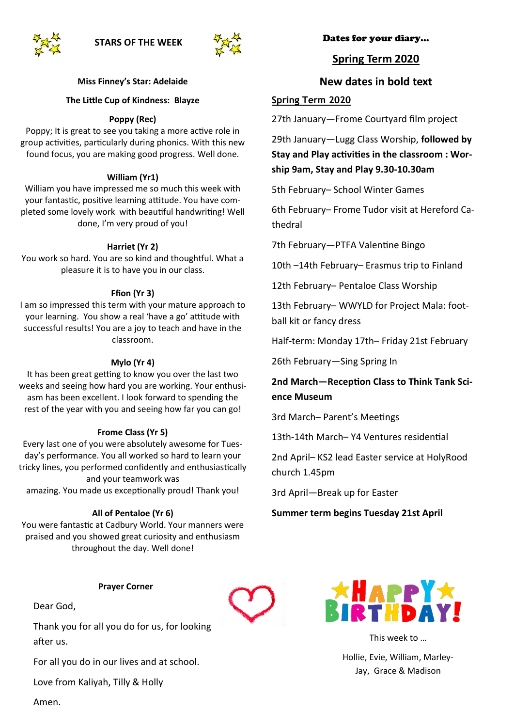## STARS OF THE WEEK

**Miss Finney's Star: Adelaide**

**The Little Cup of Kindness: Blayze**

**Poppy (Rec)**

Poppy; It is great to see you taking a more active role in group activities, particularly during phonics. With this new found focus, you are making good progress. Well done.

**William (Yr1)**

William you have impressed me so much this week with your fantastic, positive learning attitude. You have completed some lovely work with beautiful handwriting! Well done, I'm very proud of you!

**Harriet (Yr 2)**

You work so hard. You are so kind and thoughtful. What a pleasure it is to have you in our class.

**Ffion (Yr 3)**

I am so impressed this term with your mature approach to your learning. You show a real 'have a go' attitude with successful results! You are a joy to teach and have in the classroom.

**Mylo (Yr 4)**

It has been great getting to know you over the last two weeks and seeing how hard you are working. Your enthusiasm has been excellent. I look forward to spending the rest of the year with you and seeing how far you can go!

**Frome Class (Yr 5)**

Every last one of you were absolutely awesome for Tuesday's performance. You all worked so hard to learn your tricky lines, you performed confidently and enthusiastically and your teamwork was amazing. You made us exceptionally proud! Thank you!

**All of Pentaloe (Yr 6)**

You were fantastic at Cadbury World. Your manners were praised and you showed great curiosity and enthusiasm throughout the day. Well done!

### Prayer Corner

Dear God,

Thank you for all you do for us, for looking after us.

For all you do in our lives and at school.

Love from Kaliyah, Tilly & Holly

Amen.

## Dates for your diary...

## Spring Term 2020

### New dates in bold text

Spring Term 2020

27th January—Frome Courtyard film project

29th January—Lugg Class Worship, **followed by Stay and Play activities in the classroom : Worship 9am, Stay and Play 9.30-10.30am**

5th February– School Winter Games

6th February– Frome Tudor visit at Hereford Cathedral

7th February—PTFA Valentine Bingo

10th –14th February– Erasmus trip to Finland

12th February– Pentaloe Class Worship

13th February– WWYLD for Project Mala: football kit or fancy dress

Half-term: Monday 17th– Friday 21st February

26th February—Sing Spring In

**2nd March—Reception Class to Think Tank Science Museum**

3rd March– Parent's Meetings

13th-14th March– Y4 Ventures residential

2nd April– KS2 lead Easter service at HolyRood church 1.45pm

3rd April—Break up for Easter

**Summer term begins Tuesday 21st April**

HAPPY BIRTHDAY!

This week to …

Hollie, Evie, William, Marley-Jay, Grace & Madison